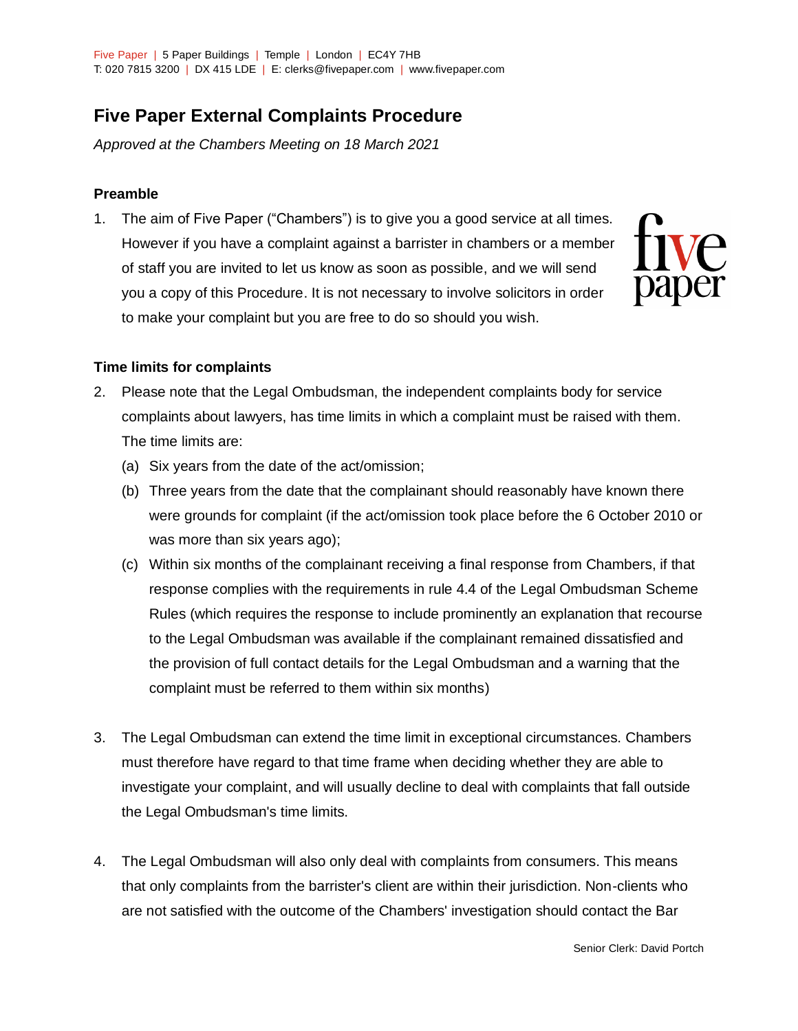Five Paper | 5 Paper Buildings | Temple | London | EC4Y 7HB
T: 020 7815 3200 | DX 415 LDE | E: clerks@fivepaper.com | www.fivepaper.com

# Five Paper External Complaints Procedure

*Approved at the Chambers Meeting on 18 March 2021*

### Preamble

1. The aim of Five Paper ("Chambers") is to give you a good service at all times. However if you have a complaint against a barrister in chambers or a member of staff you are invited to let us know as soon as possible, and we will send you a copy of this Procedure. It is not necessary to involve solicitors in order to make your complaint but you are free to do so should you wish.

### Time limits for complaints

2. Please note that the Legal Ombudsman, the independent complaints body for service complaints about lawyers, has time limits in which a complaint must be raised with them. The time limits are:
   (a) Six years from the date of the act/omission;
   (b) Three years from the date that the complainant should reasonably have known there were grounds for complaint (if the act/omission took place before the 6 October 2010 or was more than six years ago);
   (c) Within six months of the complainant receiving a final response from Chambers, if that response complies with the requirements in rule 4.4 of the Legal Ombudsman Scheme Rules (which requires the response to include prominently an explanation that recourse to the Legal Ombudsman was available if the complainant remained dissatisfied and the provision of full contact details for the Legal Ombudsman and a warning that the complaint must be referred to them within six months)

3. The Legal Ombudsman can extend the time limit in exceptional circumstances. Chambers must therefore have regard to that time frame when deciding whether they are able to investigate your complaint, and will usually decline to deal with complaints that fall outside the Legal Ombudsman's time limits.

4. The Legal Ombudsman will also only deal with complaints from consumers. This means that only complaints from the barrister's client are within their jurisdiction. Non-clients who are not satisfied with the outcome of the Chambers' investigation should contact the Bar

Senior Clerk: David Portch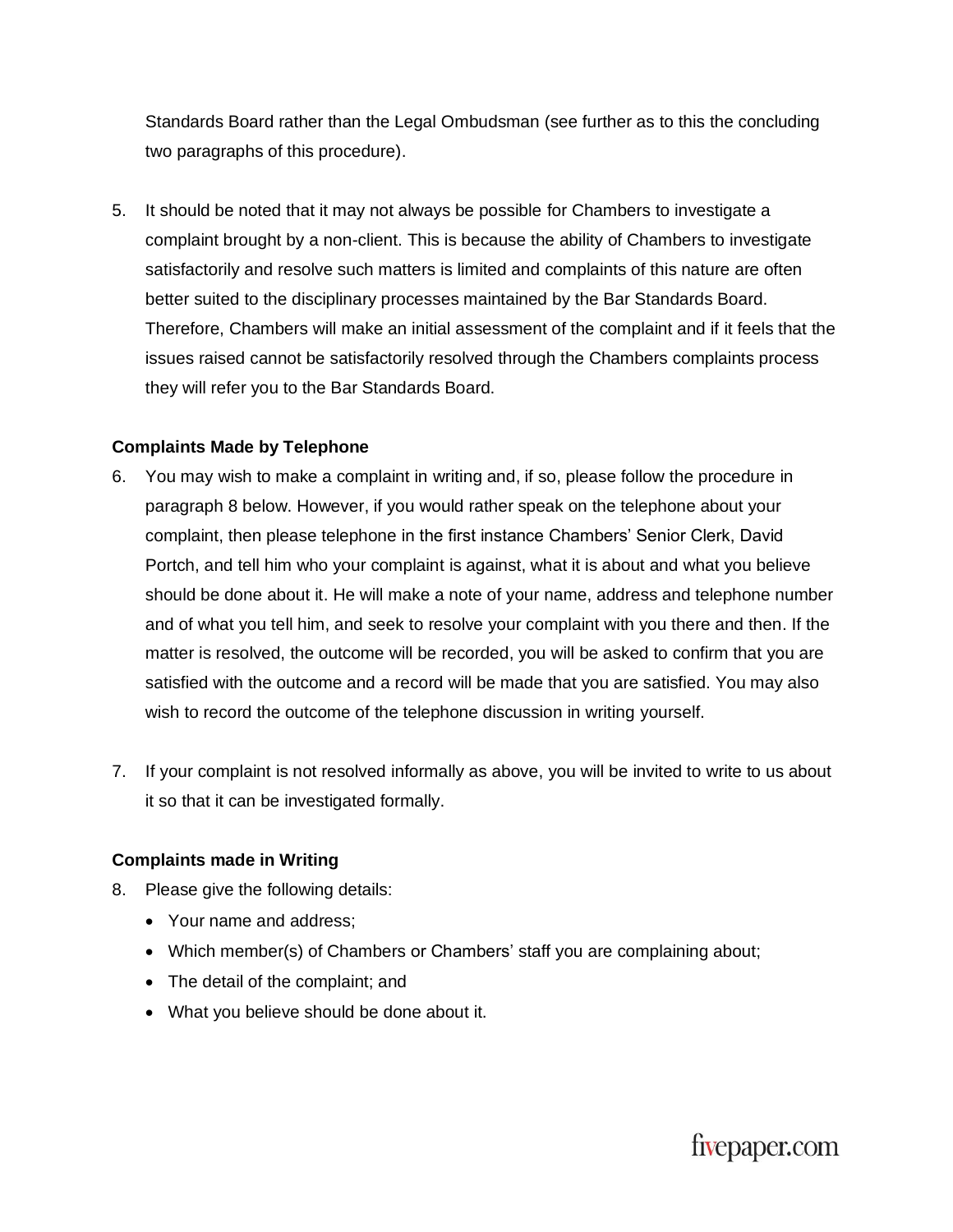Standards Board rather than the Legal Ombudsman (see further as to this the concluding two paragraphs of this procedure).

5. It should be noted that it may not always be possible for Chambers to investigate a complaint brought by a non-client. This is because the ability of Chambers to investigate satisfactorily and resolve such matters is limited and complaints of this nature are often better suited to the disciplinary processes maintained by the Bar Standards Board. Therefore, Chambers will make an initial assessment of the complaint and if it feels that the issues raised cannot be satisfactorily resolved through the Chambers complaints process they will refer you to the Bar Standards Board.

**Complaints Made by Telephone**

6. You may wish to make a complaint in writing and, if so, please follow the procedure in paragraph 8 below. However, if you would rather speak on the telephone about your complaint, then please telephone in the first instance Chambers' Senior Clerk, David Portch, and tell him who your complaint is against, what it is about and what you believe should be done about it. He will make a note of your name, address and telephone number and of what you tell him, and seek to resolve your complaint with you there and then. If the matter is resolved, the outcome will be recorded, you will be asked to confirm that you are satisfied with the outcome and a record will be made that you are satisfied. You may also wish to record the outcome of the telephone discussion in writing yourself.

7. If your complaint is not resolved informally as above, you will be invited to write to us about it so that it can be investigated formally.

**Complaints made in Writing**

8. Please give the following details:
   - Your name and address;
   - Which member(s) of Chambers or Chambers' staff you are complaining about;
   - The detail of the complaint; and
   - What you believe should be done about it.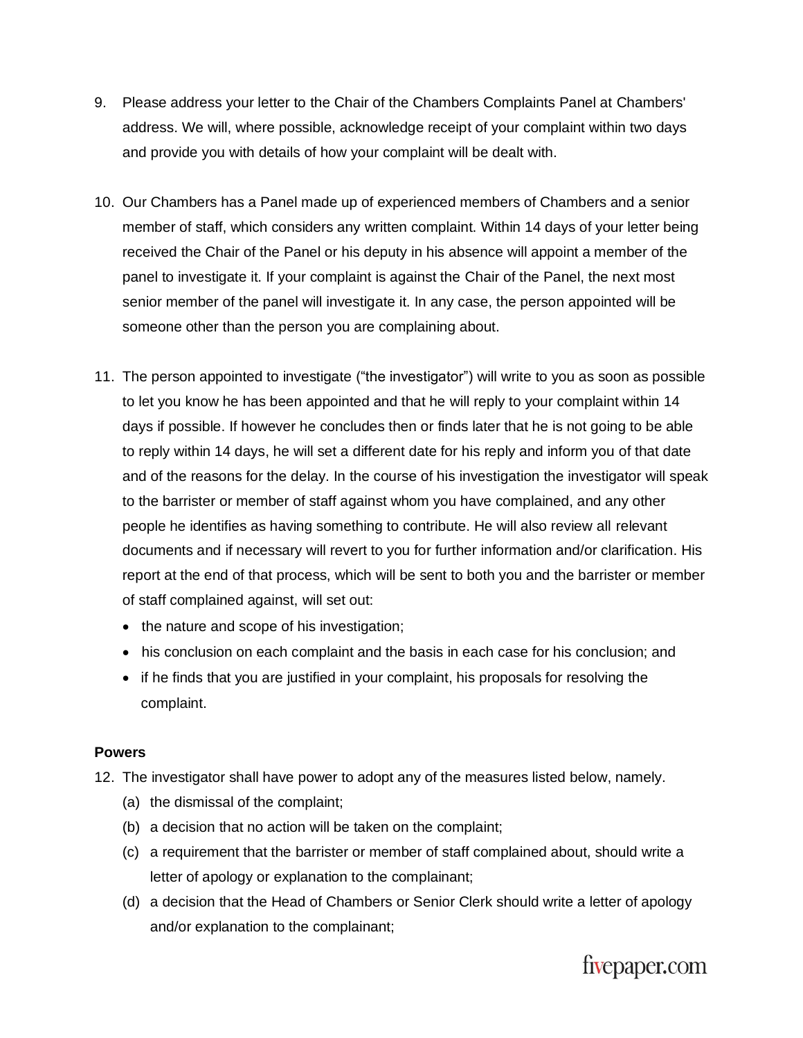9. Please address your letter to the Chair of the Chambers Complaints Panel at Chambers' address. We will, where possible, acknowledge receipt of your complaint within two days and provide you with details of how your complaint will be dealt with.

10. Our Chambers has a Panel made up of experienced members of Chambers and a senior member of staff, which considers any written complaint. Within 14 days of your letter being received the Chair of the Panel or his deputy in his absence will appoint a member of the panel to investigate it. If your complaint is against the Chair of the Panel, the next most senior member of the panel will investigate it. In any case, the person appointed will be someone other than the person you are complaining about.

11. The person appointed to investigate ("the investigator") will write to you as soon as possible to let you know he has been appointed and that he will reply to your complaint within 14 days if possible. If however he concludes then or finds later that he is not going to be able to reply within 14 days, he will set a different date for his reply and inform you of that date and of the reasons for the delay. In the course of his investigation the investigator will speak to the barrister or member of staff against whom you have complained, and any other people he identifies as having something to contribute. He will also review all relevant documents and if necessary will revert to you for further information and/or clarification. His report at the end of that process, which will be sent to both you and the barrister or member of staff complained against, will set out:
    - the nature and scope of his investigation;
    - his conclusion on each complaint and the basis in each case for his conclusion; and
    - if he finds that you are justified in your complaint, his proposals for resolving the complaint.

**Powers**

12. The investigator shall have power to adopt any of the measures listed below, namely.
    (a) the dismissal of the complaint;
    (b) a decision that no action will be taken on the complaint;
    (c) a requirement that the barrister or member of staff complained about, should write a letter of apology or explanation to the complainant;
    (d) a decision that the Head of Chambers or Senior Clerk should write a letter of apology and/or explanation to the complainant;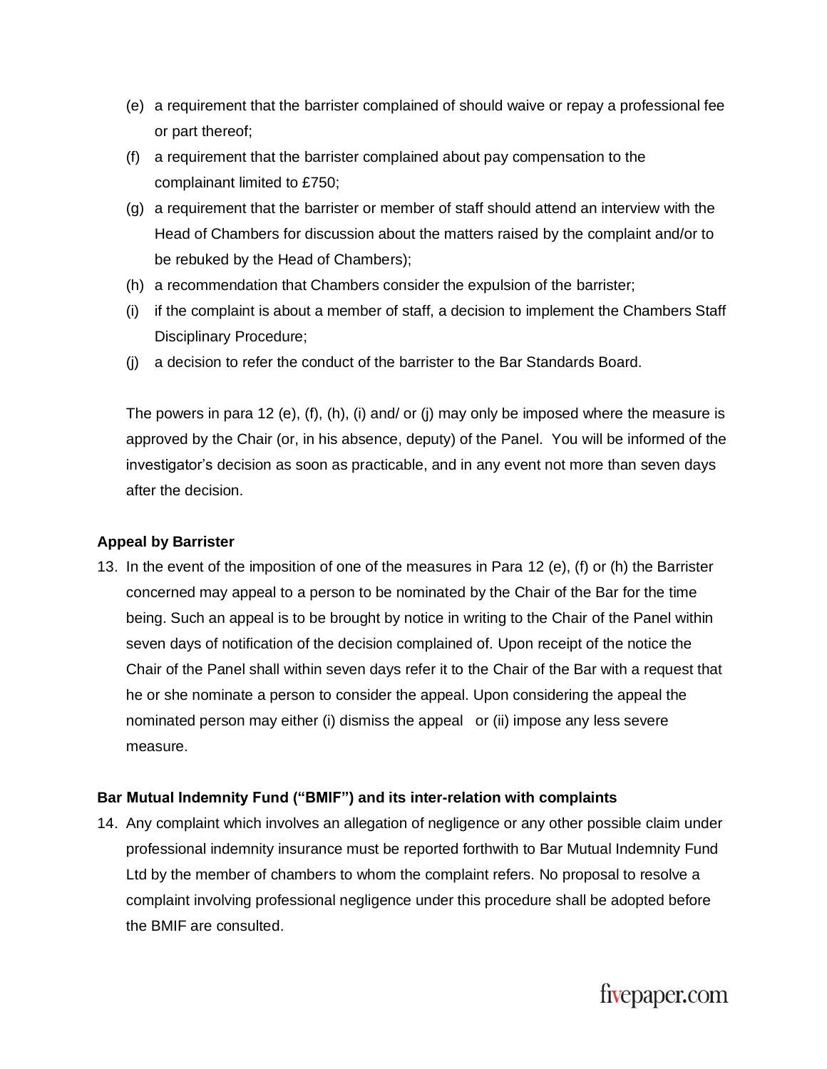(e) a requirement that the barrister complained of should waive or repay a professional fee or part thereof;

(f) a requirement that the barrister complained about pay compensation to the complainant limited to £750;

(g) a requirement that the barrister or member of staff should attend an interview with the Head of Chambers for discussion about the matters raised by the complaint and/or to be rebuked by the Head of Chambers);

(h) a recommendation that Chambers consider the expulsion of the barrister;

(i) if the complaint is about a member of staff, a decision to implement the Chambers Staff Disciplinary Procedure;

(j) a decision to refer the conduct of the barrister to the Bar Standards Board.

The powers in para 12 (e), (f), (h), (i) and/ or (j) may only be imposed where the measure is approved by the Chair (or, in his absence, deputy) of the Panel. You will be informed of the investigator's decision as soon as practicable, and in any event not more than seven days after the decision.

**Appeal by Barrister**

13. In the event of the imposition of one of the measures in Para 12 (e), (f) or (h) the Barrister concerned may appeal to a person to be nominated by the Chair of the Bar for the time being. Such an appeal is to be brought by notice in writing to the Chair of the Panel within seven days of notification of the decision complained of. Upon receipt of the notice the Chair of the Panel shall within seven days refer it to the Chair of the Bar with a request that he or she nominate a person to consider the appeal. Upon considering the appeal the nominated person may either (i) dismiss the appeal or (ii) impose any less severe measure.

**Bar Mutual Indemnity Fund ("BMIF") and its inter-relation with complaints**

14. Any complaint which involves an allegation of negligence or any other possible claim under professional indemnity insurance must be reported forthwith to Bar Mutual Indemnity Fund Ltd by the member of chambers to whom the complaint refers. No proposal to resolve a complaint involving professional negligence under this procedure shall be adopted before the BMIF are consulted.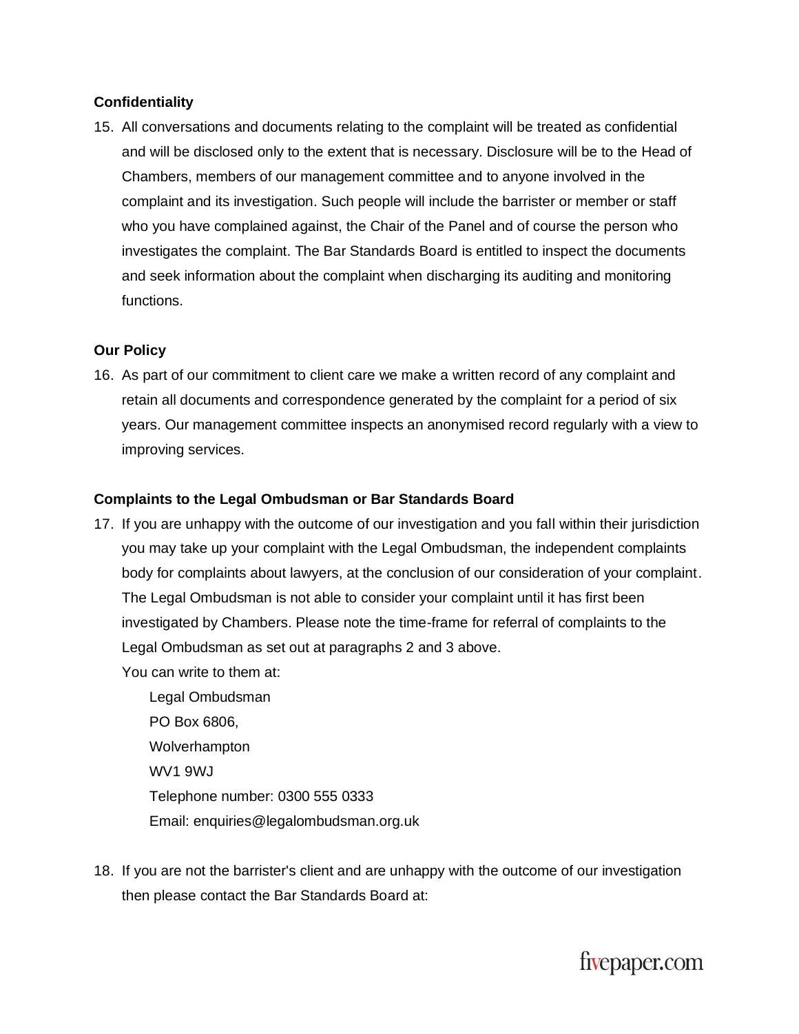**Confidentiality**

15. All conversations and documents relating to the complaint will be treated as confidential and will be disclosed only to the extent that is necessary. Disclosure will be to the Head of Chambers, members of our management committee and to anyone involved in the complaint and its investigation. Such people will include the barrister or member or staff who you have complained against, the Chair of the Panel and of course the person who investigates the complaint. The Bar Standards Board is entitled to inspect the documents and seek information about the complaint when discharging its auditing and monitoring functions.

**Our Policy**

16. As part of our commitment to client care we make a written record of any complaint and retain all documents and correspondence generated by the complaint for a period of six years. Our management committee inspects an anonymised record regularly with a view to improving services.

**Complaints to the Legal Ombudsman or Bar Standards Board**

17. If you are unhappy with the outcome of our investigation and you fall within their jurisdiction you may take up your complaint with the Legal Ombudsman, the independent complaints body for complaints about lawyers, at the conclusion of our consideration of your complaint. The Legal Ombudsman is not able to consider your complaint until it has first been investigated by Chambers. Please note the time-frame for referral of complaints to the Legal Ombudsman as set out at paragraphs 2 and 3 above.
    You can write to them at:

    Legal Ombudsman
    PO Box 6806,
    Wolverhampton
    WV1 9WJ
    Telephone number: 0300 555 0333
    Email: enquiries@legalombudsman.org.uk

18. If you are not the barrister's client and are unhappy with the outcome of our investigation then please contact the Bar Standards Board at: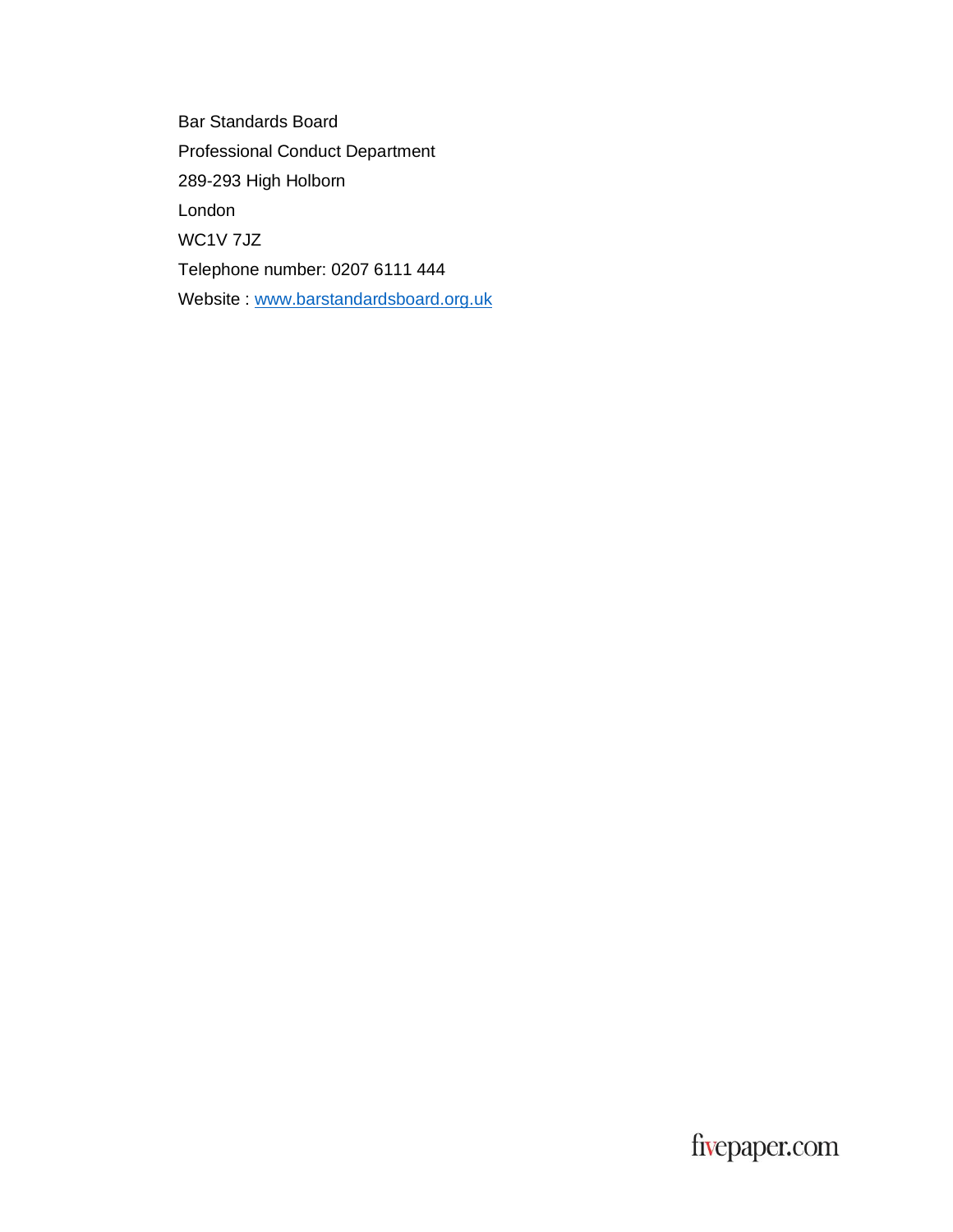Bar Standards Board

Professional Conduct Department

289-293 High Holborn

London

WC1V 7JZ

Telephone number: 0207 6111 444

Website : [www.barstandardsboard.org.uk](http://www.barstandardsboard.org.uk)